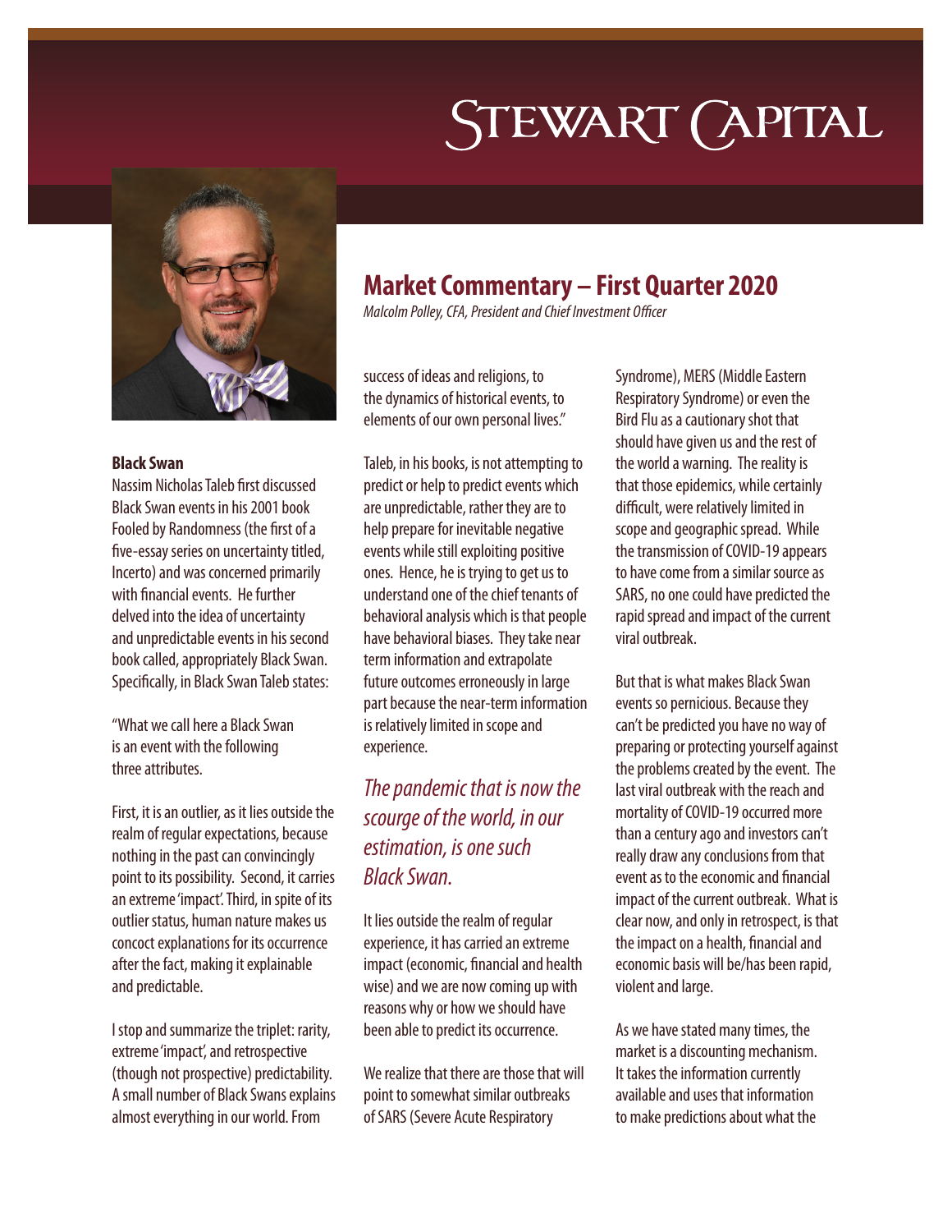# Stewart Capital

## Market Commentary – First Quarter 2020

*Malcolm Polley, CFA, President and Chief Investment Officer*

**Black Swan**

Nassim Nicholas Taleb first discussed Black Swan events in his 2001 book Fooled by Randomness (the first of a five-essay series on uncertainty titled, Incerto) and was concerned primarily with financial events. He further delved into the idea of uncertainty and unpredictable events in his second book called, appropriately Black Swan. Specifically, in Black Swan Taleb states:

"What we call here a Black Swan is an event with the following three attributes.

First, it is an outlier, as it lies outside the realm of regular expectations, because nothing in the past can convincingly point to its possibility. Second, it carries an extreme 'impact'. Third, in spite of its outlier status, human nature makes us concoct explanations for its occurrence after the fact, making it explainable and predictable.

I stop and summarize the triplet: rarity, extreme 'impact', and retrospective (though not prospective) predictability. A small number of Black Swans explains almost everything in our world. From success of ideas and religions, to the dynamics of historical events, to elements of our own personal lives."

Taleb, in his books, is not attempting to predict or help to predict events which are unpredictable, rather they are to help prepare for inevitable negative events while still exploiting positive ones. Hence, he is trying to get us to understand one of the chief tenants of behavioral analysis which is that people have behavioral biases. They take near term information and extrapolate future outcomes erroneously in large part because the near-term information is relatively limited in scope and experience.

*The pandemic that is now the scourge of the world, in our estimation, is one such Black Swan.*

It lies outside the realm of regular experience, it has carried an extreme impact (economic, financial and health wise) and we are now coming up with reasons why or how we should have been able to predict its occurrence.

We realize that there are those that will point to somewhat similar outbreaks of SARS (Severe Acute Respiratory Syndrome), MERS (Middle Eastern Respiratory Syndrome) or even the Bird Flu as a cautionary shot that should have given us and the rest of the world a warning. The reality is that those epidemics, while certainly difficult, were relatively limited in scope and geographic spread. While the transmission of COVID-19 appears to have come from a similar source as SARS, no one could have predicted the rapid spread and impact of the current viral outbreak.

But that is what makes Black Swan events so pernicious. Because they can't be predicted you have no way of preparing or protecting yourself against the problems created by the event. The last viral outbreak with the reach and mortality of COVID-19 occurred more than a century ago and investors can't really draw any conclusions from that event as to the economic and financial impact of the current outbreak. What is clear now, and only in retrospect, is that the impact on a health, financial and economic basis will be/has been rapid, violent and large.

As we have stated many times, the market is a discounting mechanism. It takes the information currently available and uses that information to make predictions about what the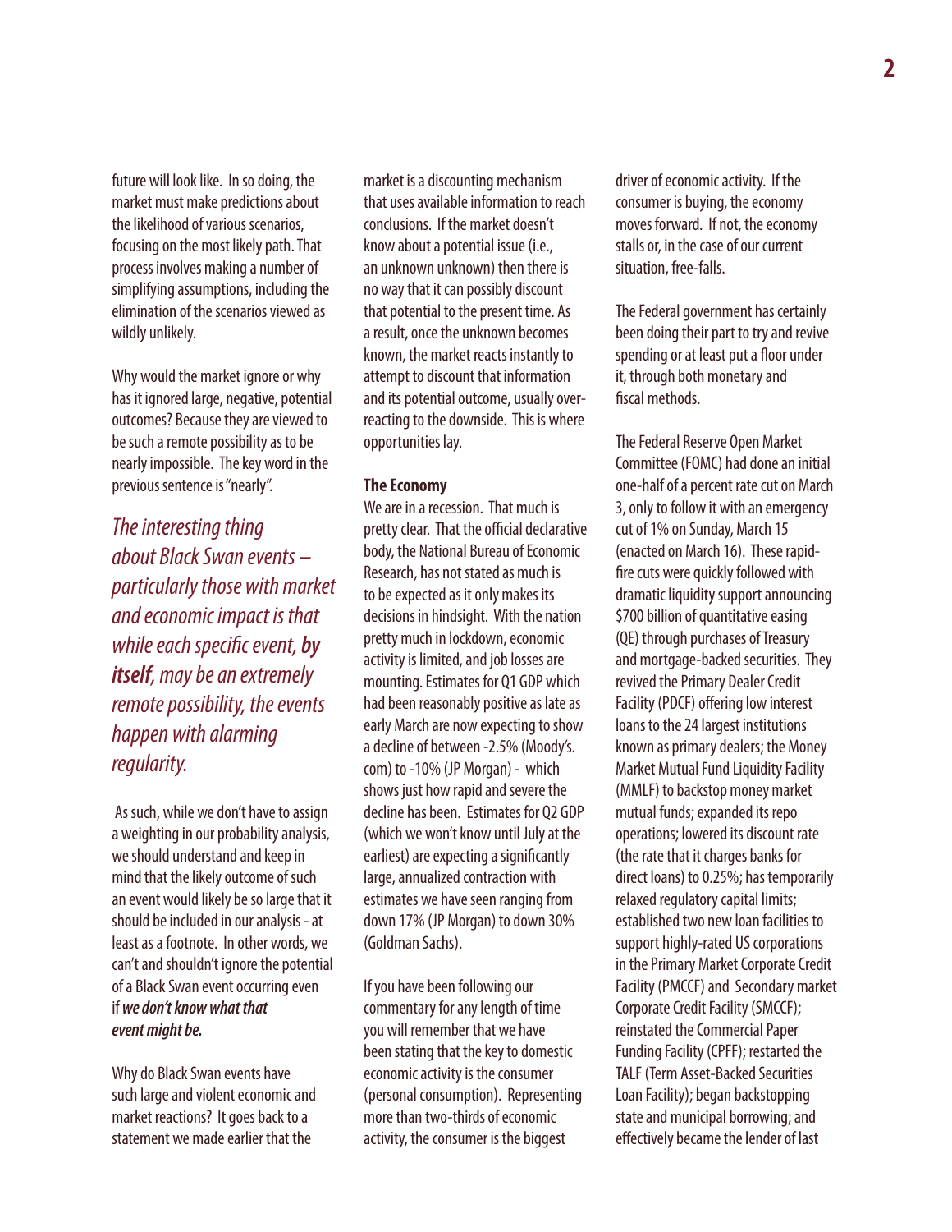future will look like. In so doing, the market must make predictions about the likelihood of various scenarios, focusing on the most likely path. That process involves making a number of simplifying assumptions, including the elimination of the scenarios viewed as wildly unlikely.

Why would the market ignore or why has it ignored large, negative, potential outcomes? Because they are viewed to be such a remote possibility as to be nearly impossible. The key word in the previous sentence is "nearly".

*The interesting thing about Black Swan events – particularly those with market and economic impact is that while each specific event, **by itself**, may be an extremely remote possibility, the events happen with alarming regularity.*

As such, while we don't have to assign a weighting in our probability analysis, we should understand and keep in mind that the likely outcome of such an event would likely be so large that it should be included in our analysis - at least as a footnote. In other words, we can't and shouldn't ignore the potential of a Black Swan event occurring even if ***we don't know what that event might be.***

Why do Black Swan events have such large and violent economic and market reactions? It goes back to a statement we made earlier that the market is a discounting mechanism that uses available information to reach conclusions. If the market doesn't know about a potential issue (i.e., an unknown unknown) then there is no way that it can possibly discount that potential to the present time. As a result, once the unknown becomes known, the market reacts instantly to attempt to discount that information and its potential outcome, usually over-reacting to the downside. This is where opportunities lay.

**The Economy**

We are in a recession. That much is pretty clear. That the official declarative body, the National Bureau of Economic Research, has not stated as much is to be expected as it only makes its decisions in hindsight. With the nation pretty much in lockdown, economic activity is limited, and job losses are mounting. Estimates for Q1 GDP which had been reasonably positive as late as early March are now expecting to show a decline of between -2.5% (Moody's.com) to -10% (JP Morgan) - which shows just how rapid and severe the decline has been. Estimates for Q2 GDP (which we won't know until July at the earliest) are expecting a significantly large, annualized contraction with estimates we have seen ranging from down 17% (JP Morgan) to down 30% (Goldman Sachs).

If you have been following our commentary for any length of time you will remember that we have been stating that the key to domestic economic activity is the consumer (personal consumption). Representing more than two-thirds of economic activity, the consumer is the biggest driver of economic activity. If the consumer is buying, the economy moves forward. If not, the economy stalls or, in the case of our current situation, free-falls.

The Federal government has certainly been doing their part to try and revive spending or at least put a floor under it, through both monetary and fiscal methods.

The Federal Reserve Open Market Committee (FOMC) had done an initial one-half of a percent rate cut on March 3, only to follow it with an emergency cut of 1% on Sunday, March 15 (enacted on March 16). These rapid-fire cuts were quickly followed with dramatic liquidity support announcing $700 billion of quantitative easing (QE) through purchases of Treasury and mortgage-backed securities. They revived the Primary Dealer Credit Facility (PDCF) offering low interest loans to the 24 largest institutions known as primary dealers; the Money Market Mutual Fund Liquidity Facility (MMLF) to backstop money market mutual funds; expanded its repo operations; lowered its discount rate (the rate that it charges banks for direct loans) to 0.25%; has temporarily relaxed regulatory capital limits; established two new loan facilities to support highly-rated US corporations in the Primary Market Corporate Credit Facility (PMCCF) and Secondary market Corporate Credit Facility (SMCCF); reinstated the Commercial Paper Funding Facility (CPFF); restarted the TALF (Term Asset-Backed Securities Loan Facility); began backstopping state and municipal borrowing; and effectively became the lender of last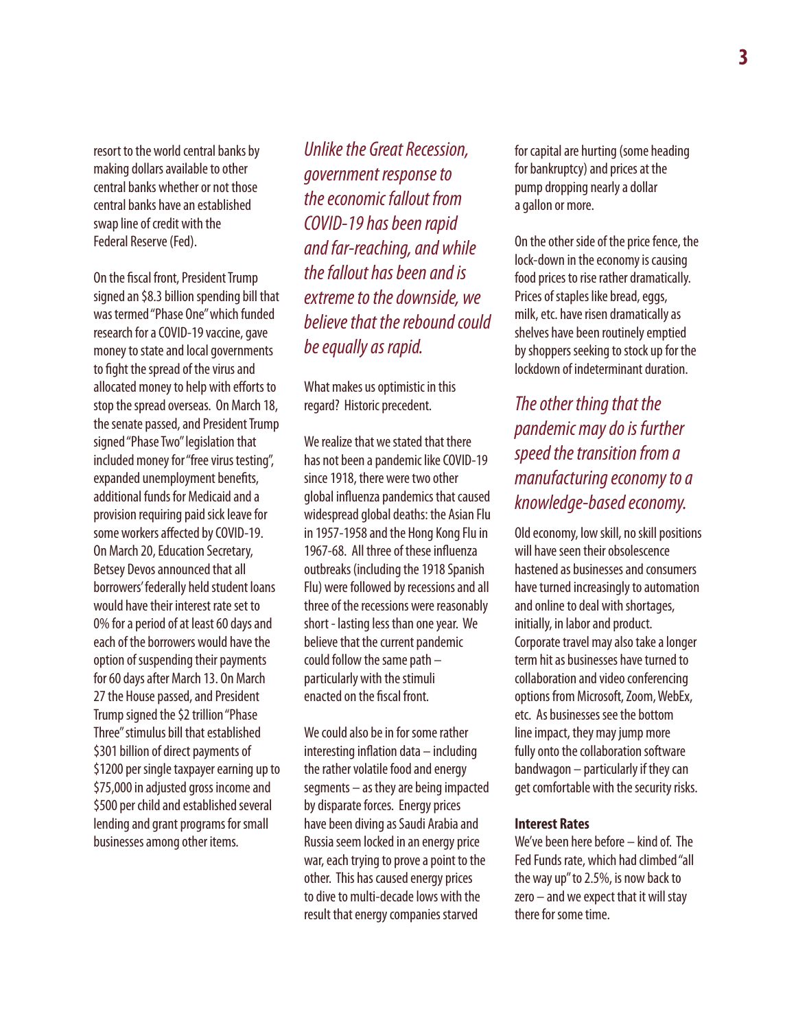resort to the world central banks by making dollars available to other central banks whether or not those central banks have an established swap line of credit with the Federal Reserve (Fed).

On the fiscal front, President Trump signed an $8.3 billion spending bill that was termed "Phase One" which funded research for a COVID-19 vaccine, gave money to state and local governments to fight the spread of the virus and allocated money to help with efforts to stop the spread overseas. On March 18, the senate passed, and President Trump signed "Phase Two" legislation that included money for "free virus testing", expanded unemployment benefits, additional funds for Medicaid and a provision requiring paid sick leave for some workers affected by COVID-19. On March 20, Education Secretary, Betsey Devos announced that all borrowers' federally held student loans would have their interest rate set to 0% for a period of at least 60 days and each of the borrowers would have the option of suspending their payments for 60 days after March 13. On March 27 the House passed, and President Trump signed the $2 trillion "Phase Three" stimulus bill that established $301 billion of direct payments of $1200 per single taxpayer earning up to $75,000 in adjusted gross income and $500 per child and established several lending and grant programs for small businesses among other items.

*Unlike the Great Recession, government response to the economic fallout from COVID-19 has been rapid and far-reaching, and while the fallout has been and is extreme to the downside, we believe that the rebound could be equally as rapid.*

What makes us optimistic in this regard? Historic precedent.

We realize that we stated that there has not been a pandemic like COVID-19 since 1918, there were two other global influenza pandemics that caused widespread global deaths: the Asian Flu in 1957-1958 and the Hong Kong Flu in 1967-68. All three of these influenza outbreaks (including the 1918 Spanish Flu) were followed by recessions and all three of the recessions were reasonably short - lasting less than one year. We believe that the current pandemic could follow the same path – particularly with the stimuli enacted on the fiscal front.

We could also be in for some rather interesting inflation data – including the rather volatile food and energy segments – as they are being impacted by disparate forces. Energy prices have been diving as Saudi Arabia and Russia seem locked in an energy price war, each trying to prove a point to the other. This has caused energy prices to dive to multi-decade lows with the result that energy companies starved for capital are hurting (some heading for bankruptcy) and prices at the pump dropping nearly a dollar a gallon or more.

On the other side of the price fence, the lock-down in the economy is causing food prices to rise rather dramatically. Prices of staples like bread, eggs, milk, etc. have risen dramatically as shelves have been routinely emptied by shoppers seeking to stock up for the lockdown of indeterminant duration.

*The other thing that the pandemic may do is further speed the transition from a manufacturing economy to a knowledge-based economy.*

Old economy, low skill, no skill positions will have seen their obsolescence hastened as businesses and consumers have turned increasingly to automation and online to deal with shortages, initially, in labor and product. Corporate travel may also take a longer term hit as businesses have turned to collaboration and video conferencing options from Microsoft, Zoom, WebEx, etc. As businesses see the bottom line impact, they may jump more fully onto the collaboration software bandwagon – particularly if they can get comfortable with the security risks.

**Interest Rates**

We've been here before – kind of. The Fed Funds rate, which had climbed "all the way up" to 2.5%, is now back to zero – and we expect that it will stay there for some time.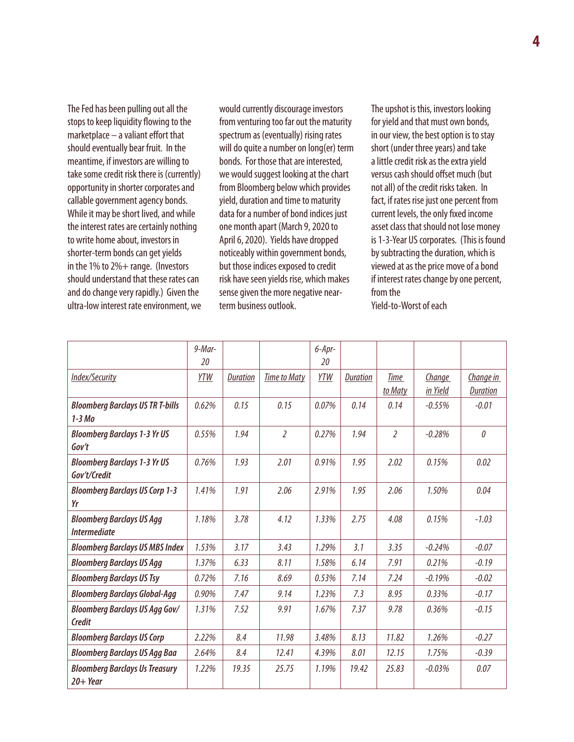The Fed has been pulling out all the stops to keep liquidity flowing to the marketplace – a valiant effort that should eventually bear fruit. In the meantime, if investors are willing to take some credit risk there is (currently) opportunity in shorter corporates and callable government agency bonds. While it may be short lived, and while the interest rates are certainly nothing to write home about, investors in shorter-term bonds can get yields in the 1% to 2%+ range. (Investors should understand that these rates can and do change very rapidly.) Given the ultra-low interest rate environment, we would currently discourage investors from venturing too far out the maturity spectrum as (eventually) rising rates will do quite a number on long(er) term bonds. For those that are interested, we would suggest looking at the chart from Bloomberg below which provides yield, duration and time to maturity data for a number of bond indices just one month apart (March 9, 2020 to April 6, 2020). Yields have dropped noticeably within government bonds, but those indices exposed to credit risk have seen yields rise, which makes sense given the more negative near-term business outlook.

The upshot is this, investors looking for yield and that must own bonds, in our view, the best option is to stay short (under three years) and take a little credit risk as the extra yield versus cash should offset much (but not all) of the credit risks taken. In fact, if rates rise just one percent from current levels, the only fixed income asset class that should not lose money is 1-3-Year US corporates. (This is found by subtracting the duration, which is viewed at as the price move of a bond if interest rates change by one percent, from the Yield-to-Worst of each

| | *9-Mar-20* | | | *6-Apr-20* | | | | |
|---|---|---|---|---|---|---|---|---|
| *Index/Security* | *YTW* | *Duration* | *Time to Maty* | *YTW* | *Duration* | *Time to Maty* | *Change in Yield* | *Change in Duration* |
| ***Bloomberg Barclays US TR T-bills 1-3 Mo*** | *0.62%* | *0.15* | *0.15* | *0.07%* | *0.14* | *0.14* | *-0.55%* | *-0.01* |
| ***Bloomberg Barclays 1-3 Yr US Gov't*** | *0.55%* | *1.94* | *2* | *0.27%* | *1.94* | *2* | *-0.28%* | *0* |
| ***Bloomberg Barclays 1-3 Yr US Gov't/Credit*** | *0.76%* | *1.93* | *2.01* | *0.91%* | *1.95* | *2.02* | *0.15%* | *0.02* |
| ***Bloomberg Barclays US Corp 1-3 Yr*** | *1.41%* | *1.91* | *2.06* | *2.91%* | *1.95* | *2.06* | *1.50%* | *0.04* |
| ***Bloomberg Barclays US Agg Intermediate*** | *1.18%* | *3.78* | *4.12* | *1.33%* | *2.75* | *4.08* | *0.15%* | *-1.03* |
| ***Bloomberg Barclays US MBS Index*** | *1.53%* | *3.17* | *3.43* | *1.29%* | *3.1* | *3.35* | *-0.24%* | *-0.07* |
| ***Bloomberg Barclays US Agg*** | *1.37%* | *6.33* | *8.11* | *1.58%* | *6.14* | *7.91* | *0.21%* | *-0.19* |
| ***Bloomberg Barclays US Tsy*** | *0.72%* | *7.16* | *8.69* | *0.53%* | *7.14* | *7.24* | *-0.19%* | *-0.02* |
| ***Bloomberg Barclays Global-Agg*** | *0.90%* | *7.47* | *9.14* | *1.23%* | *7.3* | *8.95* | *0.33%* | *-0.17* |
| ***Bloomberg Barclays US Agg Gov/Credit*** | *1.31%* | *7.52* | *9.91* | *1.67%* | *7.37* | *9.78* | *0.36%* | *-0.15* |
| ***Bloomberg Barclays US Corp*** | *2.22%* | *8.4* | *11.98* | *3.48%* | *8.13* | *11.82* | *1.26%* | *-0.27* |
| ***Bloomberg Barclays US Agg Baa*** | *2.64%* | *8.4* | *12.41* | *4.39%* | *8.01* | *12.15* | *1.75%* | *-0.39* |
| ***Bloomberg Barclays Us Treasury 20+ Year*** | *1.22%* | *19.35* | *25.75* | *1.19%* | *19.42* | *25.83* | *-0.03%* | *0.07* |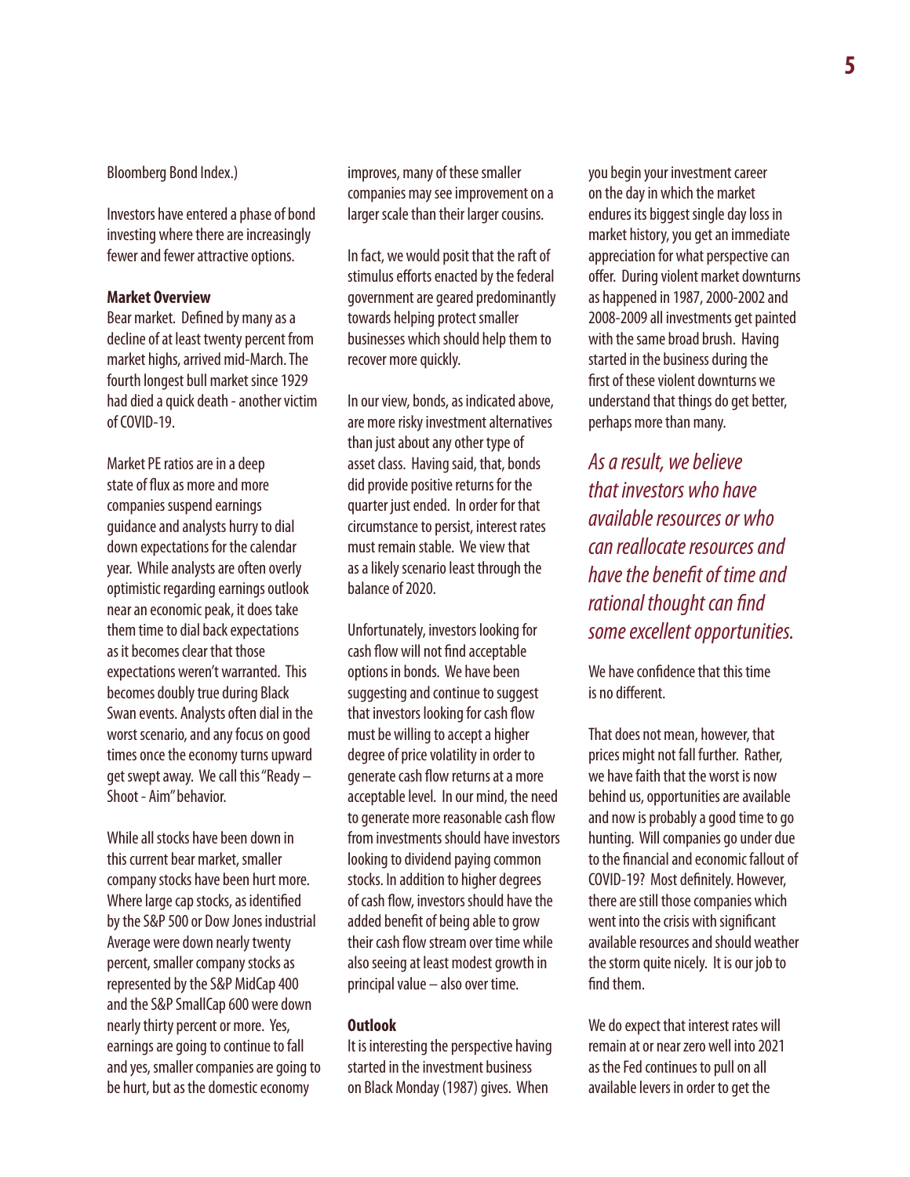Bloomberg Bond Index.)

Investors have entered a phase of bond investing where there are increasingly fewer and fewer attractive options.

**Market Overview**

Bear market. Defined by many as a decline of at least twenty percent from market highs, arrived mid-March. The fourth longest bull market since 1929 had died a quick death - another victim of COVID-19.

Market PE ratios are in a deep state of flux as more and more companies suspend earnings guidance and analysts hurry to dial down expectations for the calendar year. While analysts are often overly optimistic regarding earnings outlook near an economic peak, it does take them time to dial back expectations as it becomes clear that those expectations weren't warranted. This becomes doubly true during Black Swan events. Analysts often dial in the worst scenario, and any focus on good times once the economy turns upward get swept away. We call this "Ready – Shoot - Aim" behavior.

While all stocks have been down in this current bear market, smaller company stocks have been hurt more. Where large cap stocks, as identified by the S&P 500 or Dow Jones industrial Average were down nearly twenty percent, smaller company stocks as represented by the S&P MidCap 400 and the S&P SmallCap 600 were down nearly thirty percent or more. Yes, earnings are going to continue to fall and yes, smaller companies are going to be hurt, but as the domestic economy improves, many of these smaller companies may see improvement on a larger scale than their larger cousins.

In fact, we would posit that the raft of stimulus efforts enacted by the federal government are geared predominantly towards helping protect smaller businesses which should help them to recover more quickly.

In our view, bonds, as indicated above, are more risky investment alternatives than just about any other type of asset class. Having said, that, bonds did provide positive returns for the quarter just ended. In order for that circumstance to persist, interest rates must remain stable. We view that as a likely scenario least through the balance of 2020.

Unfortunately, investors looking for cash flow will not find acceptable options in bonds. We have been suggesting and continue to suggest that investors looking for cash flow must be willing to accept a higher degree of price volatility in order to generate cash flow returns at a more acceptable level. In our mind, the need to generate more reasonable cash flow from investments should have investors looking to dividend paying common stocks. In addition to higher degrees of cash flow, investors should have the added benefit of being able to grow their cash flow stream over time while also seeing at least modest growth in principal value – also over time.

**Outlook**

It is interesting the perspective having started in the investment business on Black Monday (1987) gives. When you begin your investment career on the day in which the market endures its biggest single day loss in market history, you get an immediate appreciation for what perspective can offer. During violent market downturns as happened in 1987, 2000-2002 and 2008-2009 all investments get painted with the same broad brush. Having started in the business during the first of these violent downturns we understand that things do get better, perhaps more than many.

*As a result, we believe that investors who have available resources or who can reallocate resources and have the benefit of time and rational thought can find some excellent opportunities.*

We have confidence that this time is no different.

That does not mean, however, that prices might not fall further. Rather, we have faith that the worst is now behind us, opportunities are available and now is probably a good time to go hunting. Will companies go under due to the financial and economic fallout of COVID-19? Most definitely. However, there are still those companies which went into the crisis with significant available resources and should weather the storm quite nicely. It is our job to find them.

We do expect that interest rates will remain at or near zero well into 2021 as the Fed continues to pull on all available levers in order to get the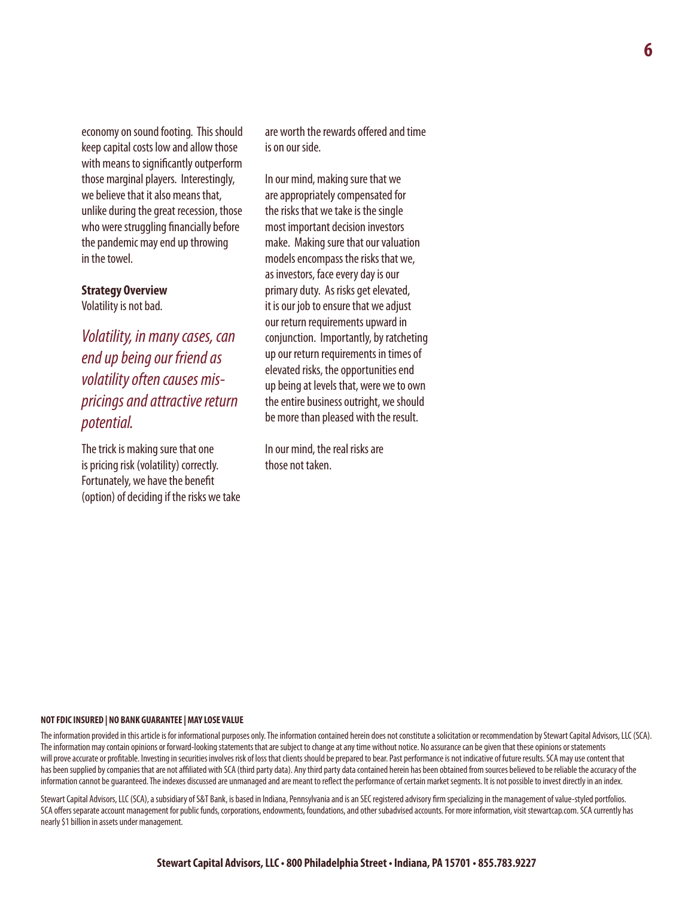economy on sound footing. This should keep capital costs low and allow those with means to significantly outperform those marginal players. Interestingly, we believe that it also means that, unlike during the great recession, those who were struggling financially before the pandemic may end up throwing in the towel.

**Strategy Overview**

Volatility is not bad.

*Volatility, in many cases, can end up being our friend as volatility often causes mis-pricings and attractive return potential.*

The trick is making sure that one is pricing risk (volatility) correctly. Fortunately, we have the benefit (option) of deciding if the risks we take are worth the rewards offered and time is on our side.

In our mind, making sure that we are appropriately compensated for the risks that we take is the single most important decision investors make. Making sure that our valuation models encompass the risks that we, as investors, face every day is our primary duty. As risks get elevated, it is our job to ensure that we adjust our return requirements upward in conjunction. Importantly, by ratcheting up our return requirements in times of elevated risks, the opportunities end up being at levels that, were we to own the entire business outright, we should be more than pleased with the result.

In our mind, the real risks are those not taken.

**NOT FDIC INSURED | NO BANK GUARANTEE | MAY LOSE VALUE**

The information provided in this article is for informational purposes only. The information contained herein does not constitute a solicitation or recommendation by Stewart Capital Advisors, LLC (SCA). The information may contain opinions or forward-looking statements that are subject to change at any time without notice. No assurance can be given that these opinions or statements will prove accurate or profitable. Investing in securities involves risk of loss that clients should be prepared to bear. Past performance is not indicative of future results. SCA may use content that has been supplied by companies that are not affiliated with SCA (third party data). Any third party data contained herein has been obtained from sources believed to be reliable the accuracy of the information cannot be guaranteed. The indexes discussed are unmanaged and are meant to reflect the performance of certain market segments. It is not possible to invest directly in an index.

Stewart Capital Advisors, LLC (SCA), a subsidiary of S&T Bank, is based in Indiana, Pennsylvania and is an SEC registered advisory firm specializing in the management of value-styled portfolios. SCA offers separate account management for public funds, corporations, endowments, foundations, and other subadvised accounts. For more information, visit stewartcap.com. SCA currently has nearly $1 billion in assets under management.

**Stewart Capital Advisors, LLC • 800 Philadelphia Street • Indiana, PA 15701 • 855.783.9227**